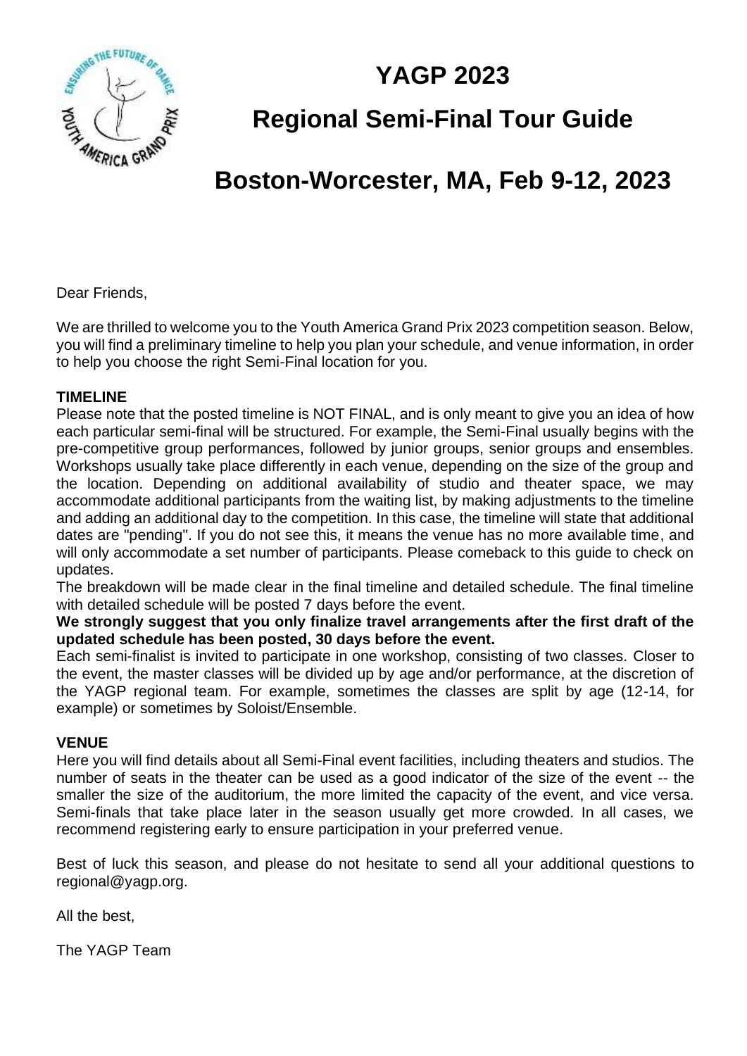# YAGP 2023

## Regional Semi-Final Tour Guide

## Boston-Worcester, MA, Feb 9-12, 2023

Dear Friends,

We are thrilled to welcome you to the Youth America Grand Prix 2023 competition season. Below, you will find a preliminary timeline to help you plan your schedule, and venue information, in order to help you choose the right Semi-Final location for you.

**TIMELINE**

Please note that the posted timeline is NOT FINAL, and is only meant to give you an idea of how each particular semi-final will be structured. For example, the Semi-Final usually begins with the pre-competitive group performances, followed by junior groups, senior groups and ensembles. Workshops usually take place differently in each venue, depending on the size of the group and the location. Depending on additional availability of studio and theater space, we may accommodate additional participants from the waiting list, by making adjustments to the timeline and adding an additional day to the competition. In this case, the timeline will state that additional dates are "pending". If you do not see this, it means the venue has no more available time, and will only accommodate a set number of participants. Please comeback to this guide to check on updates.

The breakdown will be made clear in the final timeline and detailed schedule. The final timeline with detailed schedule will be posted 7 days before the event.

**We strongly suggest that you only finalize travel arrangements after the first draft of the updated schedule has been posted, 30 days before the event.**

Each semi-finalist is invited to participate in one workshop, consisting of two classes. Closer to the event, the master classes will be divided up by age and/or performance, at the discretion of the YAGP regional team. For example, sometimes the classes are split by age (12-14, for example) or sometimes by Soloist/Ensemble.

**VENUE**

Here you will find details about all Semi-Final event facilities, including theaters and studios. The number of seats in the theater can be used as a good indicator of the size of the event -- the smaller the size of the auditorium, the more limited the capacity of the event, and vice versa. Semi-finals that take place later in the season usually get more crowded. In all cases, we recommend registering early to ensure participation in your preferred venue.

Best of luck this season, and please do not hesitate to send all your additional questions to regional@yagp.org.

All the best,

The YAGP Team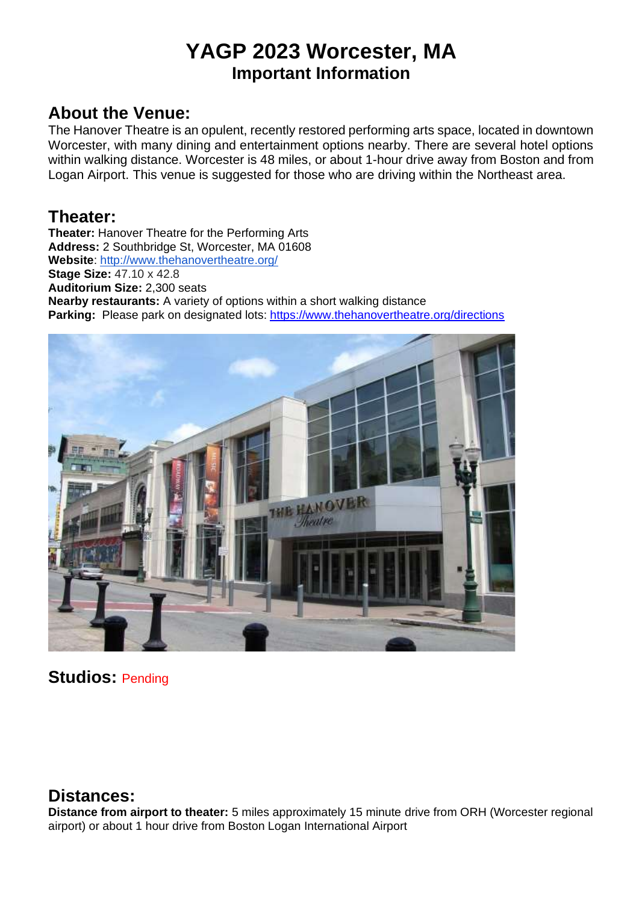# YAGP 2023 Worcester, MA

## Important Information

## About the Venue:

The Hanover Theatre is an opulent, recently restored performing arts space, located in downtown Worcester, with many dining and entertainment options nearby. There are several hotel options within walking distance. Worcester is 48 miles, or about 1-hour drive away from Boston and from Logan Airport. This venue is suggested for those who are driving within the Northeast area.

## Theater:

**Theater:** Hanover Theatre for the Performing Arts
**Address:** 2 Southbridge St, Worcester, MA 01608
**Website**: http://www.thehanovertheatre.org/
**Stage Size:** 47.10 x 42.8
**Auditorium Size:** 2,300 seats
**Nearby restaurants:** A variety of options within a short walking distance
**Parking:** Please park on designated lots: https://www.thehanovertheatre.org/directions

## Studios: Pending

## Distances:

**Distance from airport to theater:** 5 miles approximately 15 minute drive from ORH (Worcester regional airport) or about 1 hour drive from Boston Logan International Airport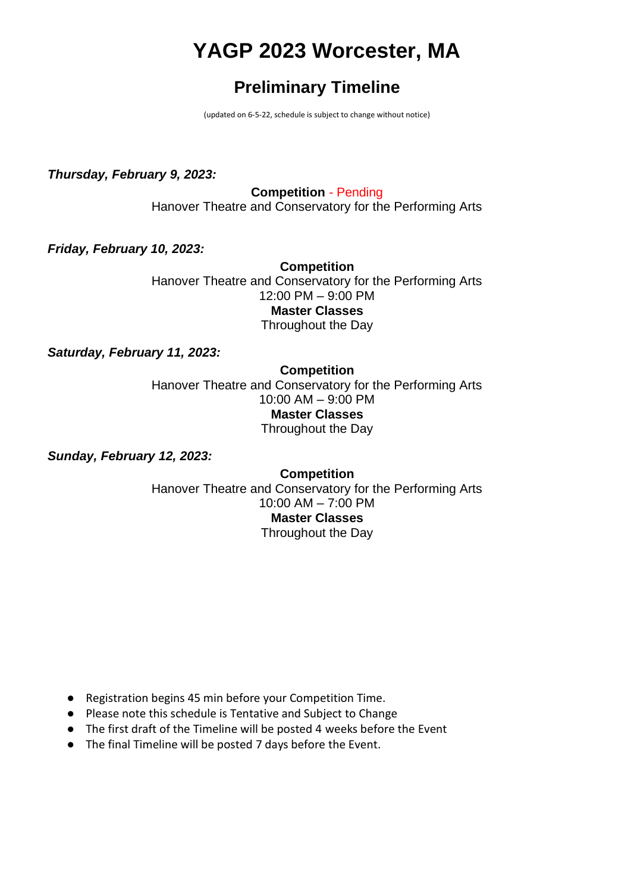# YAGP 2023 Worcester, MA

## Preliminary Timeline

(updated on 6-5-22, schedule is subject to change without notice)

***Thursday, February 9, 2023:***

**Competition** - Pending
Hanover Theatre and Conservatory for the Performing Arts

***Friday, February 10, 2023:***

**Competition**
Hanover Theatre and Conservatory for the Performing Arts
12:00 PM – 9:00 PM
**Master Classes**
Throughout the Day

***Saturday, February 11, 2023:***

**Competition**
Hanover Theatre and Conservatory for the Performing Arts
10:00 AM – 9:00 PM
**Master Classes**
Throughout the Day

***Sunday, February 12, 2023:***

**Competition**
Hanover Theatre and Conservatory for the Performing Arts
10:00 AM – 7:00 PM
**Master Classes**
Throughout the Day

- Registration begins 45 min before your Competition Time.
- Please note this schedule is Tentative and Subject to Change
- The first draft of the Timeline will be posted 4 weeks before the Event
- The final Timeline will be posted 7 days before the Event.